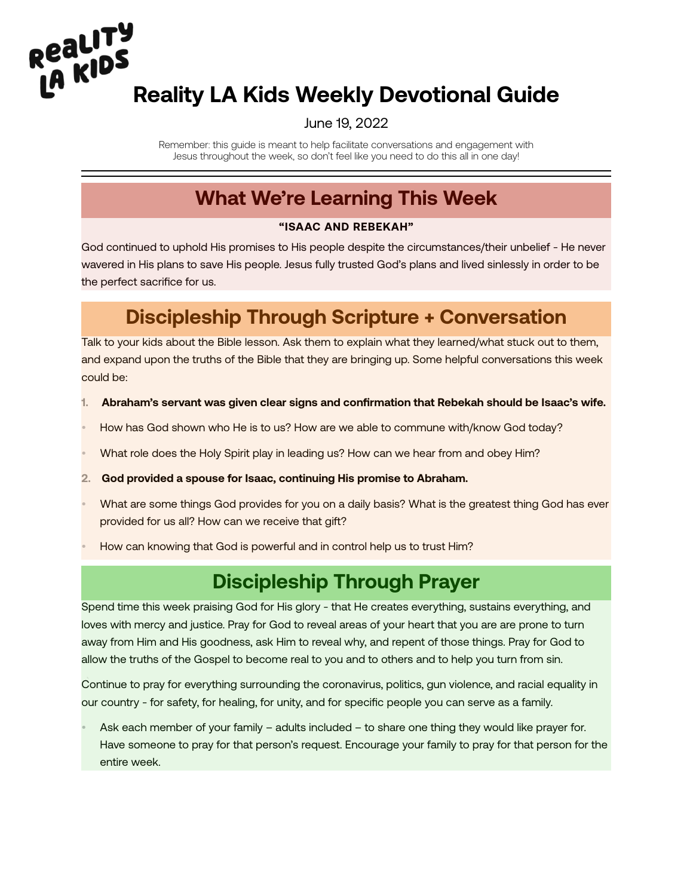# Reality LA Kids Weekly Devotional Guide

June 19, 2022

Remember: this guide is meant to help facilitate conversations and engagement with Jesus throughout the week, so don't feel like you need to do this all in one day!

---

## What We're Learning This Week

**"ISAAC AND REBEKAH"**

God continued to uphold His promises to His people despite the circumstances/their unbelief - He never wavered in His plans to save His people. Jesus fully trusted God's plans and lived sinlessly in order to be the perfect sacrifice for us.

## Discipleship Through Scripture + Conversation

Talk to your kids about the Bible lesson. Ask them to explain what they learned/what stuck out to them, and expand upon the truths of the Bible that they are bringing up. Some helpful conversations this week could be:

1. **Abraham's servant was given clear signs and confirmation that Rebekah should be Isaac's wife.**

- How has God shown who He is to us? How are we able to commune with/know God today?
- What role does the Holy Spirit play in leading us? How can we hear from and obey Him?

2. **God provided a spouse for Isaac, continuing His promise to Abraham.**

- What are some things God provides for you on a daily basis? What is the greatest thing God has ever provided for us all? How can we receive that gift?
- How can knowing that God is powerful and in control help us to trust Him?

## Discipleship Through Prayer

Spend time this week praising God for His glory - that He creates everything, sustains everything, and loves with mercy and justice. Pray for God to reveal areas of your heart that you are are prone to turn away from Him and His goodness, ask Him to reveal why, and repent of those things. Pray for God to allow the truths of the Gospel to become real to you and to others and to help you turn from sin.

Continue to pray for everything surrounding the coronavirus, politics, gun violence, and racial equality in our country - for safety, for healing, for unity, and for specific people you can serve as a family.

- Ask each member of your family – adults included – to share one thing they would like prayer for. Have someone to pray for that person's request. Encourage your family to pray for that person for the entire week.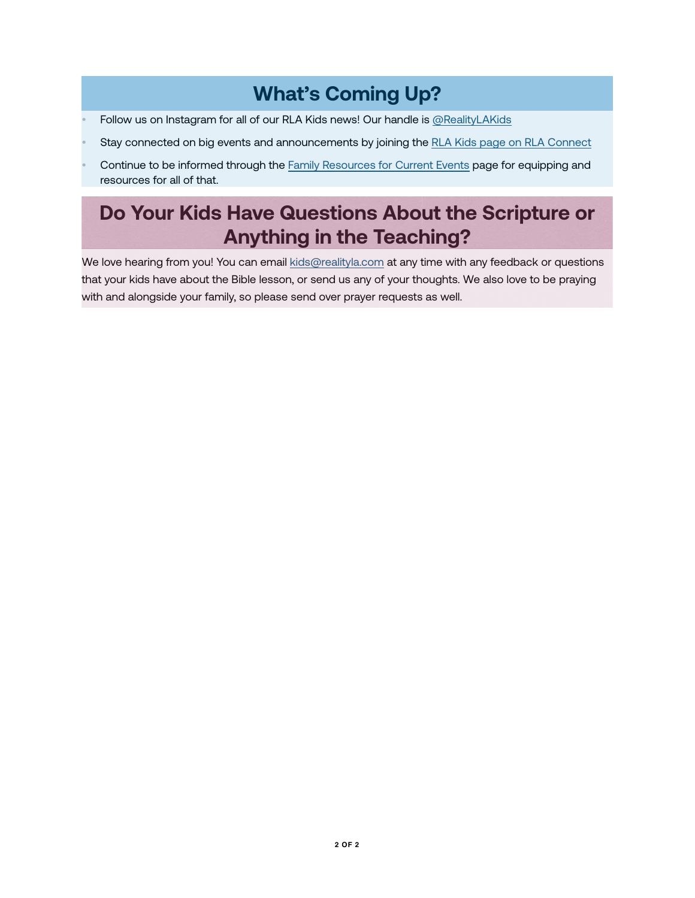## What's Coming Up?

- Follow us on Instagram for all of our RLA Kids news! Our handle is @RealityLAKids
- Stay connected on big events and announcements by joining the RLA Kids page on RLA Connect
- Continue to be informed through the Family Resources for Current Events page for equipping and resources for all of that.

## Do Your Kids Have Questions About the Scripture or Anything in the Teaching?

We love hearing from you! You can email kids@realityla.com at any time with any feedback or questions that your kids have about the Bible lesson, or send us any of your thoughts. We also love to be praying with and alongside your family, so please send over prayer requests as well.